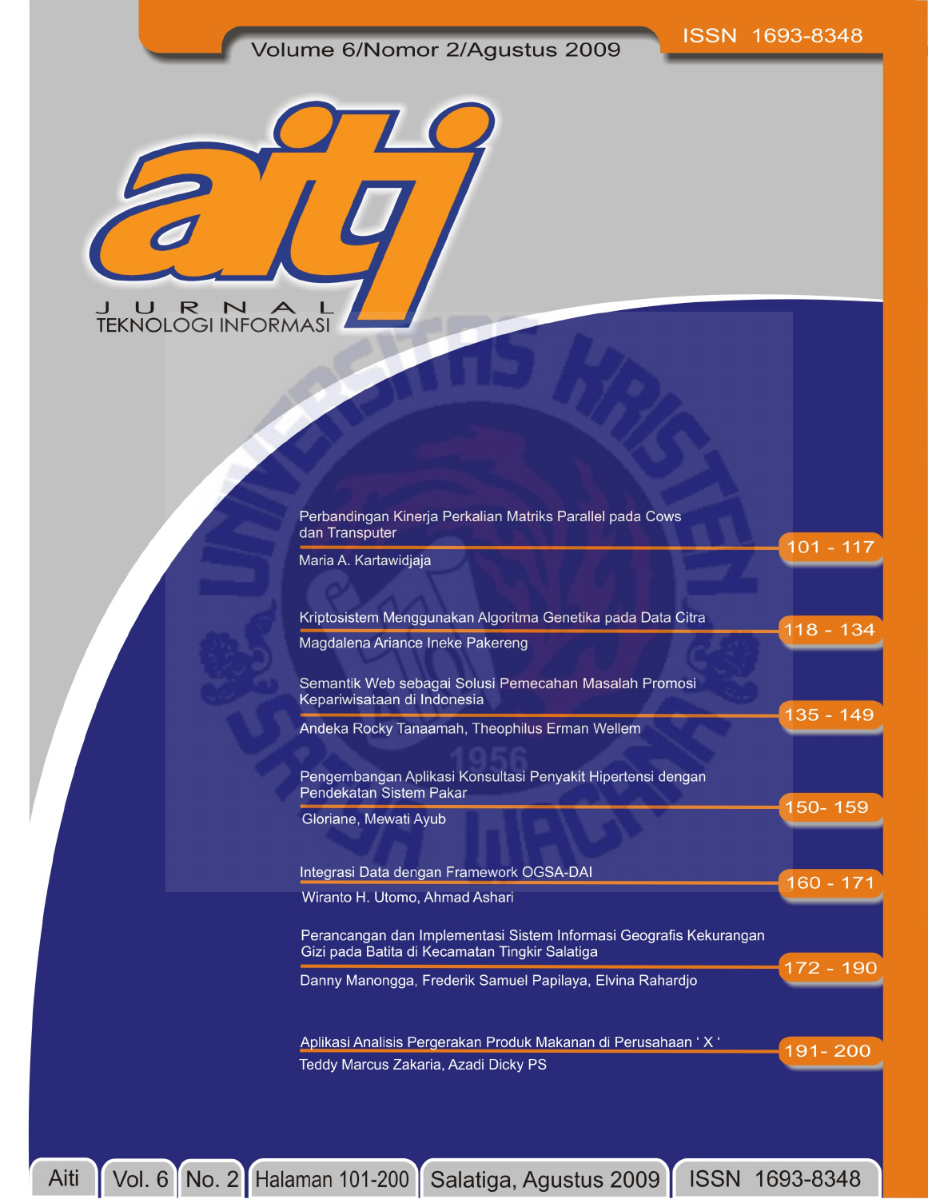Volume 6/Nomor 2/Agustus 2009

ISSN 1693-8348

# aiti

JURNAL TEKNOLOGI INFORMASI

| Article | Pages |
|---|---|
| Perbandingan Kinerja Perkalian Matriks Parallel pada Cows dan Transputer<br>Maria A. Kartawidjaja | 101 - 117 |
| Kriptosistem Menggunakan Algoritma Genetika pada Data Citra<br>Magdalena Ariance Ineke Pakereng | 118 - 134 |
| Semantik Web sebagai Solusi Pemecahan Masalah Promosi Kepariwisataan di Indonesia<br>Andeka Rocky Tanaamah, Theophilus Erman Wellem | 135 - 149 |
| Pengembangan Aplikasi Konsultasi Penyakit Hipertensi dengan Pendekatan Sistem Pakar<br>Gloriane, Mewati Ayub | 150- 159 |
| Integrasi Data dengan Framework OGSA-DAI<br>Wiranto H. Utomo, Ahmad Ashari | 160 - 171 |
| Perancangan dan Implementasi Sistem Informasi Geografis Kekurangan Gizi pada Batita di Kecamatan Tingkir Salatiga<br>Danny Manongga, Frederik Samuel Papilaya, Elvina Rahardjo | 172 - 190 |
| Aplikasi Analisis Pergerakan Produk Makanan di Perusahaan ' X '<br>Teddy Marcus Zakaria, Azadi Dicky PS | 191- 200 |

Aiti | Vol. 6 | No. 2 | Halaman 101-200 | Salatiga, Agustus 2009 | ISSN 1693-8348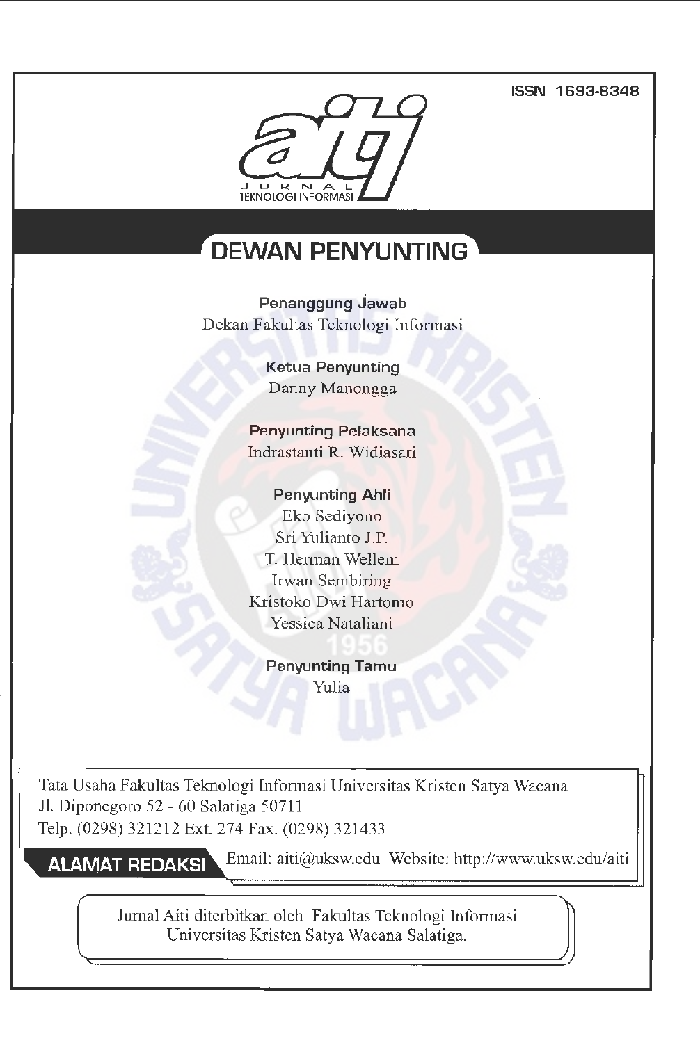ISSN 1693-8348

aiti

JURNAL TEKNOLOGI INFORMASI

# DEWAN PENYUNTING

**Penanggung Jawab**
Dekan Fakultas Teknologi Informasi

**Ketua Penyunting**
Danny Manongga

**Penyunting Pelaksana**
Indrastanti R. Widiasari

**Penyunting Ahli**
Eko Sediyono
Sri Yulianto J.P.
T. Herman Wellem
Irwan Sembiring
Kristoko Dwi Hartomo
Yessica Nataliani

**Penyunting Tamu**
Yulia

**ALAMAT REDAKSI**

Tata Usaha Fakultas Teknologi Informasi Universitas Kristen Satya Wacana
Jl. Diponegoro 52 - 60 Salatiga 50711
Telp. (0298) 321212 Ext. 274 Fax. (0298) 321433
Email: aiti@uksw.edu Website: http://www.uksw.edu/aiti

Jurnal Aiti diterbitkan oleh Fakultas Teknologi Informasi Universitas Kristen Satya Wacana Salatiga.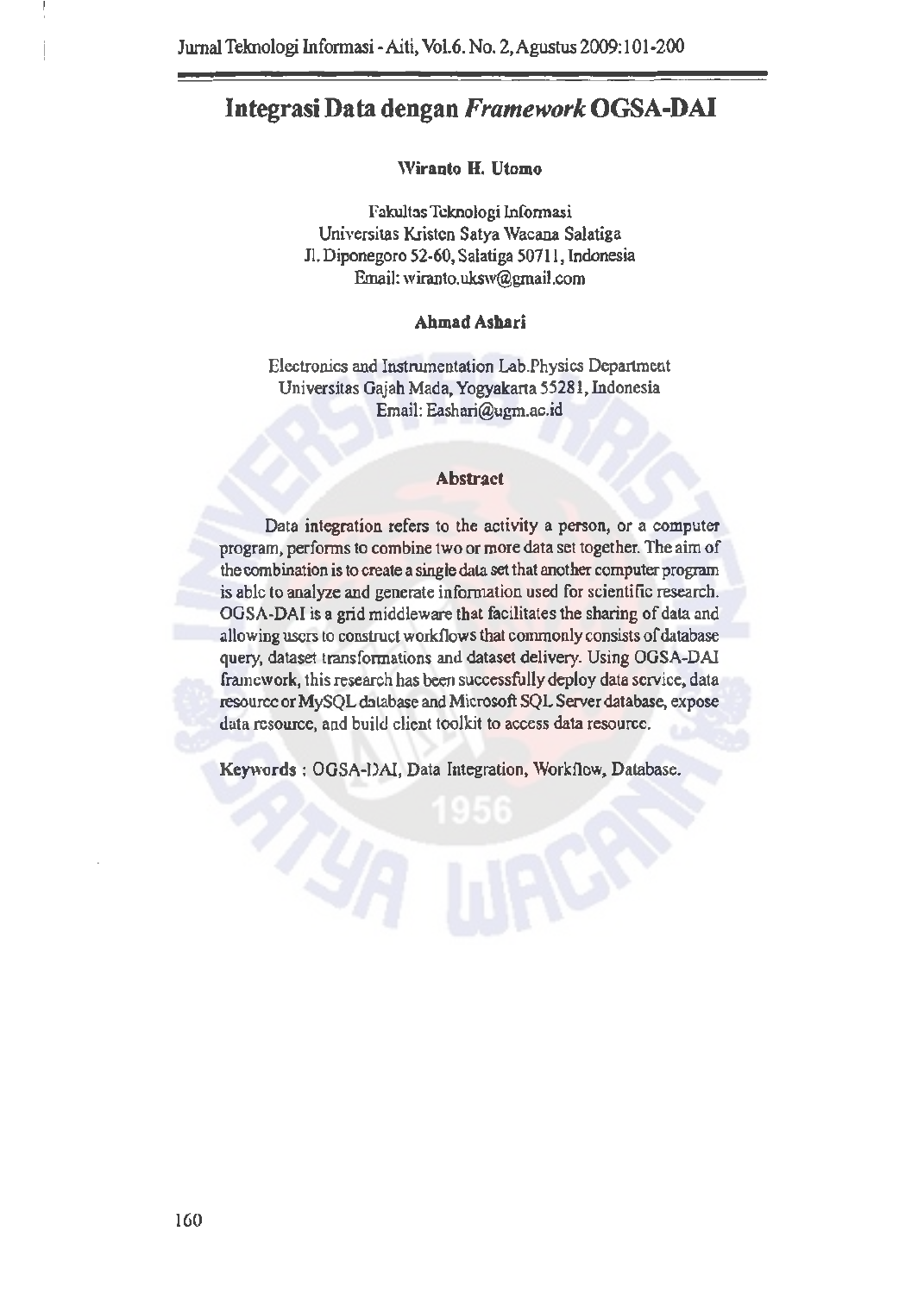# Integrasi Data dengan *Framework* OGSA-DAI

**Wiranto H. Utomo**

Fakultas Teknologi Informasi
Universitas Kristen Satya Wacana Salatiga
Jl. Diponegoro 52-60, Salatiga 50711, Indonesia
Email: wiranto.uksw@gmail.com

**Ahmad Ashari**

Electronics and Instrumentation Lab.Physics Department
Universitas Gajah Mada, Yogyakarta 55281, Indonesia
Email: Eashari@ugm.ac.id

## Abstract

Data integration refers to the activity a person, or a computer program, performs to combine two or more data set together. The aim of the combination is to create a single data set that another computer program is able to analyze and generate information used for scientific research. OGSA-DAI is a grid middleware that facilitates the sharing of data and allowing users to construct workflows that commonly consists of database query, dataset transformations and dataset delivery. Using OGSA-DAI framework, this research has been successfully deploy data service, data resource or MySQL database and Microsoft SQL Server database, expose data resource, and build client toolkit to access data resource.

**Keywords** : OGSA-DAI, Data Integration, Workflow, Database.